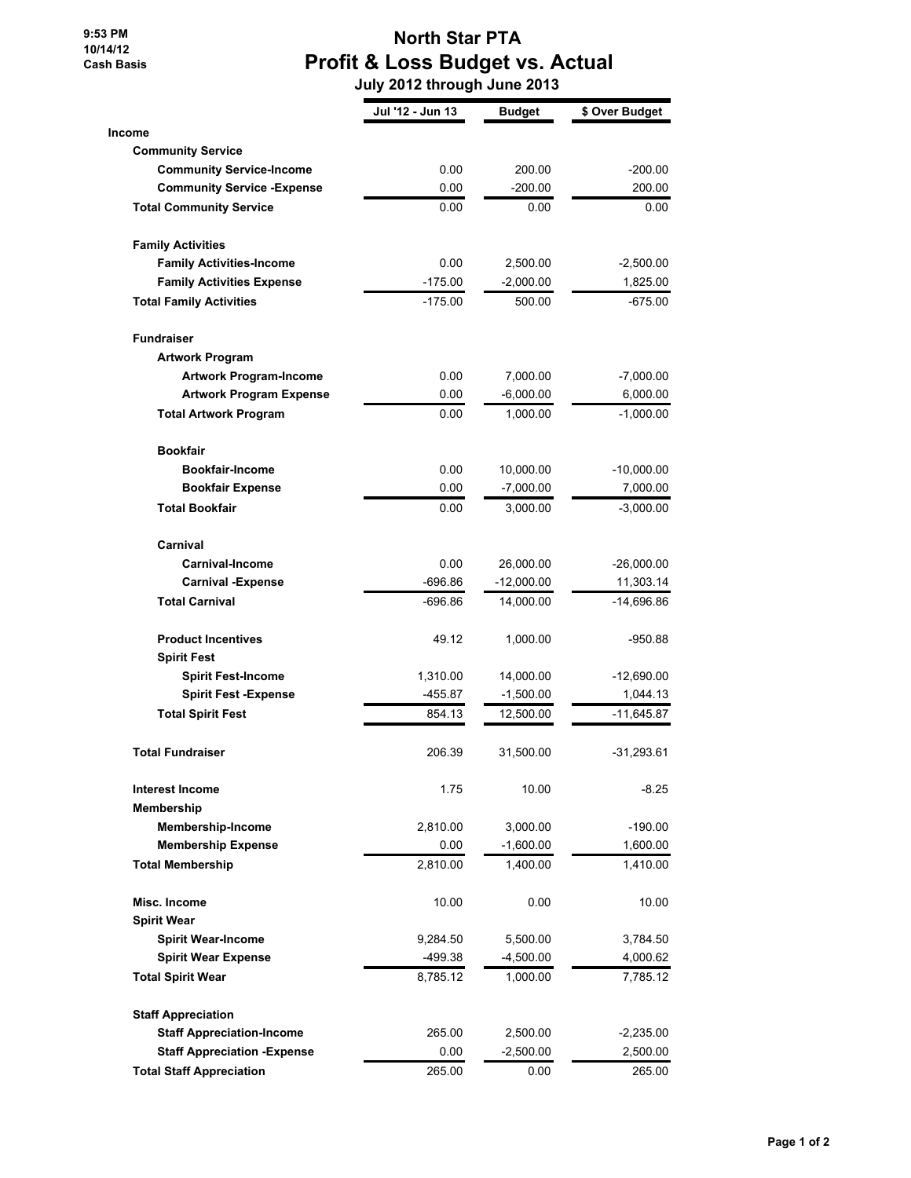9:53 PM
10/14/12
Cash Basis

# North Star PTA
## Profit & Loss Budget vs. Actual
### July 2012 through June 2013

| | Jul '12 - Jun 13 | Budget | $ Over Budget |
|---|---|---|---|
| **Income** | | | |
| **Community Service** | | | |
| **Community Service-Income** | 0.00 | 200.00 | -200.00 |
| **Community Service -Expense** | 0.00 | -200.00 | 200.00 |
| **Total Community Service** | 0.00 | 0.00 | 0.00 |
| **Family Activities** | | | |
| **Family Activities-Income** | 0.00 | 2,500.00 | -2,500.00 |
| **Family Activities Expense** | -175.00 | -2,000.00 | 1,825.00 |
| **Total Family Activities** | -175.00 | 500.00 | -675.00 |
| **Fundraiser** | | | |
| **Artwork Program** | | | |
| **Artwork Program-Income** | 0.00 | 7,000.00 | -7,000.00 |
| **Artwork Program Expense** | 0.00 | -6,000.00 | 6,000.00 |
| **Total Artwork Program** | 0.00 | 1,000.00 | -1,000.00 |
| **Bookfair** | | | |
| **Bookfair-Income** | 0.00 | 10,000.00 | -10,000.00 |
| **Bookfair Expense** | 0.00 | -7,000.00 | 7,000.00 |
| **Total Bookfair** | 0.00 | 3,000.00 | -3,000.00 |
| **Carnival** | | | |
| **Carnival-Income** | 0.00 | 26,000.00 | -26,000.00 |
| **Carnival -Expense** | -696.86 | -12,000.00 | 11,303.14 |
| **Total Carnival** | -696.86 | 14,000.00 | -14,696.86 |
| **Product Incentives** | 49.12 | 1,000.00 | -950.88 |
| **Spirit Fest** | | | |
| **Spirit Fest-Income** | 1,310.00 | 14,000.00 | -12,690.00 |
| **Spirit Fest -Expense** | -455.87 | -1,500.00 | 1,044.13 |
| **Total Spirit Fest** | 854.13 | 12,500.00 | -11,645.87 |
| **Total Fundraiser** | 206.39 | 31,500.00 | -31,293.61 |
| **Interest Income** | 1.75 | 10.00 | -8.25 |
| **Membership** | | | |
| **Membership-Income** | 2,810.00 | 3,000.00 | -190.00 |
| **Membership Expense** | 0.00 | -1,600.00 | 1,600.00 |
| **Total Membership** | 2,810.00 | 1,400.00 | 1,410.00 |
| **Misc. Income** | 10.00 | 0.00 | 10.00 |
| **Spirit Wear** | | | |
| **Spirit Wear-Income** | 9,284.50 | 5,500.00 | 3,784.50 |
| **Spirit Wear Expense** | -499.38 | -4,500.00 | 4,000.62 |
| **Total Spirit Wear** | 8,785.12 | 1,000.00 | 7,785.12 |
| **Staff Appreciation** | | | |
| **Staff Appreciation-Income** | 265.00 | 2,500.00 | -2,235.00 |
| **Staff Appreciation -Expense** | 0.00 | -2,500.00 | 2,500.00 |
| **Total Staff Appreciation** | 265.00 | 0.00 | 265.00 |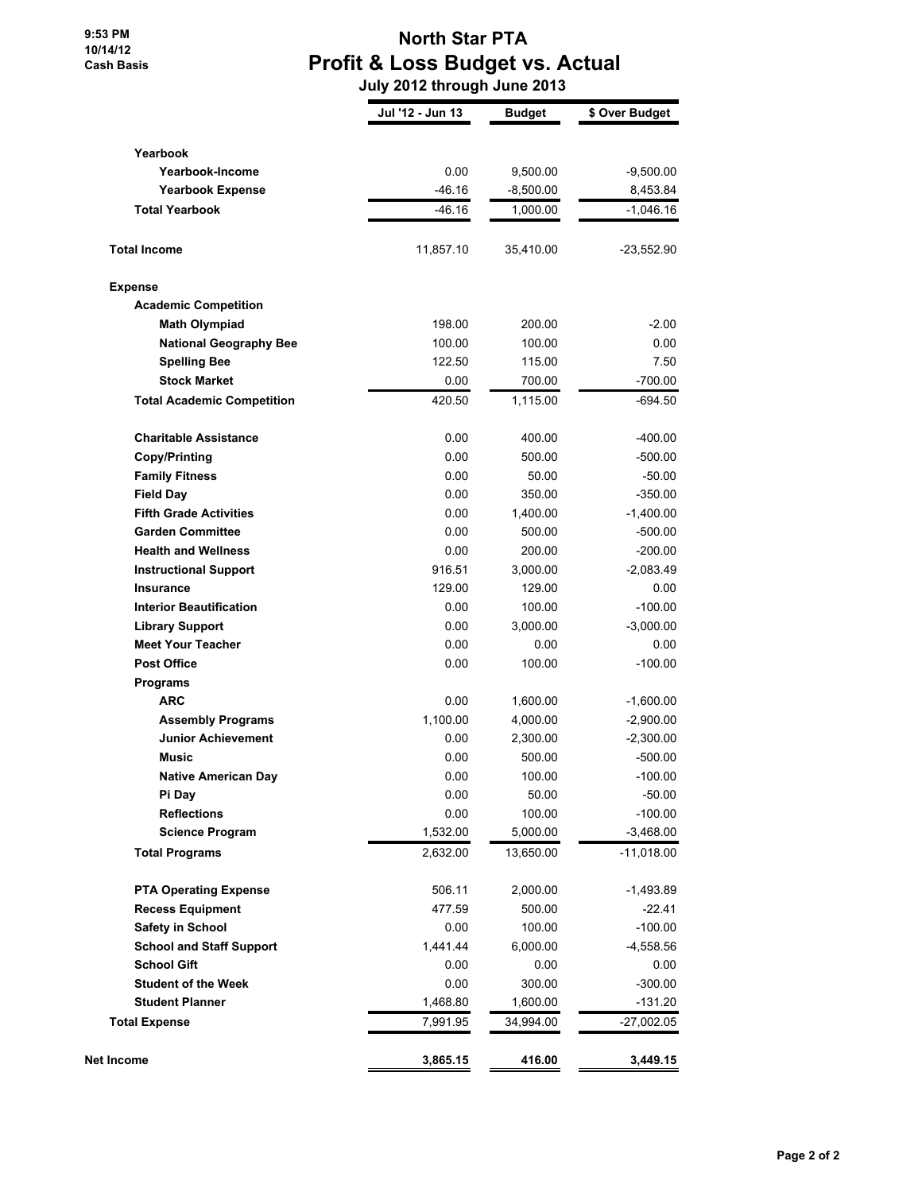9:53 PM
10/14/12
Cash Basis

# North Star PTA
## Profit & Loss Budget vs. Actual
### July 2012 through June 2013

| | Jul '12 - Jun 13 | Budget | $ Over Budget |
|---|---|---|---|
| **Yearbook** | | | |
| **Yearbook-Income** | 0.00 | 9,500.00 | -9,500.00 |
| **Yearbook Expense** | -46.16 | -8,500.00 | 8,453.84 |
| **Total Yearbook** | -46.16 | 1,000.00 | -1,046.16 |
| **Total Income** | 11,857.10 | 35,410.00 | -23,552.90 |
| **Expense** | | | |
| **Academic Competition** | | | |
| **Math Olympiad** | 198.00 | 200.00 | -2.00 |
| **National Geography Bee** | 100.00 | 100.00 | 0.00 |
| **Spelling Bee** | 122.50 | 115.00 | 7.50 |
| **Stock Market** | 0.00 | 700.00 | -700.00 |
| **Total Academic Competition** | 420.50 | 1,115.00 | -694.50 |
| **Charitable Assistance** | 0.00 | 400.00 | -400.00 |
| **Copy/Printing** | 0.00 | 500.00 | -500.00 |
| **Family Fitness** | 0.00 | 50.00 | -50.00 |
| **Field Day** | 0.00 | 350.00 | -350.00 |
| **Fifth Grade Activities** | 0.00 | 1,400.00 | -1,400.00 |
| **Garden Committee** | 0.00 | 500.00 | -500.00 |
| **Health and Wellness** | 0.00 | 200.00 | -200.00 |
| **Instructional Support** | 916.51 | 3,000.00 | -2,083.49 |
| **Insurance** | 129.00 | 129.00 | 0.00 |
| **Interior Beautification** | 0.00 | 100.00 | -100.00 |
| **Library Support** | 0.00 | 3,000.00 | -3,000.00 |
| **Meet Your Teacher** | 0.00 | 0.00 | 0.00 |
| **Post Office** | 0.00 | 100.00 | -100.00 |
| **Programs** | | | |
| **ARC** | 0.00 | 1,600.00 | -1,600.00 |
| **Assembly Programs** | 1,100.00 | 4,000.00 | -2,900.00 |
| **Junior Achievement** | 0.00 | 2,300.00 | -2,300.00 |
| **Music** | 0.00 | 500.00 | -500.00 |
| **Native American Day** | 0.00 | 100.00 | -100.00 |
| **Pi Day** | 0.00 | 50.00 | -50.00 |
| **Reflections** | 0.00 | 100.00 | -100.00 |
| **Science Program** | 1,532.00 | 5,000.00 | -3,468.00 |
| **Total Programs** | 2,632.00 | 13,650.00 | -11,018.00 |
| **PTA Operating Expense** | 506.11 | 2,000.00 | -1,493.89 |
| **Recess Equipment** | 477.59 | 500.00 | -22.41 |
| **Safety in School** | 0.00 | 100.00 | -100.00 |
| **School and Staff Support** | 1,441.44 | 6,000.00 | -4,558.56 |
| **School Gift** | 0.00 | 0.00 | 0.00 |
| **Student of the Week** | 0.00 | 300.00 | -300.00 |
| **Student Planner** | 1,468.80 | 1,600.00 | -131.20 |
| **Total Expense** | 7,991.95 | 34,994.00 | -27,002.05 |
| **Net Income** | **3,865.15** | **416.00** | **3,449.15** |